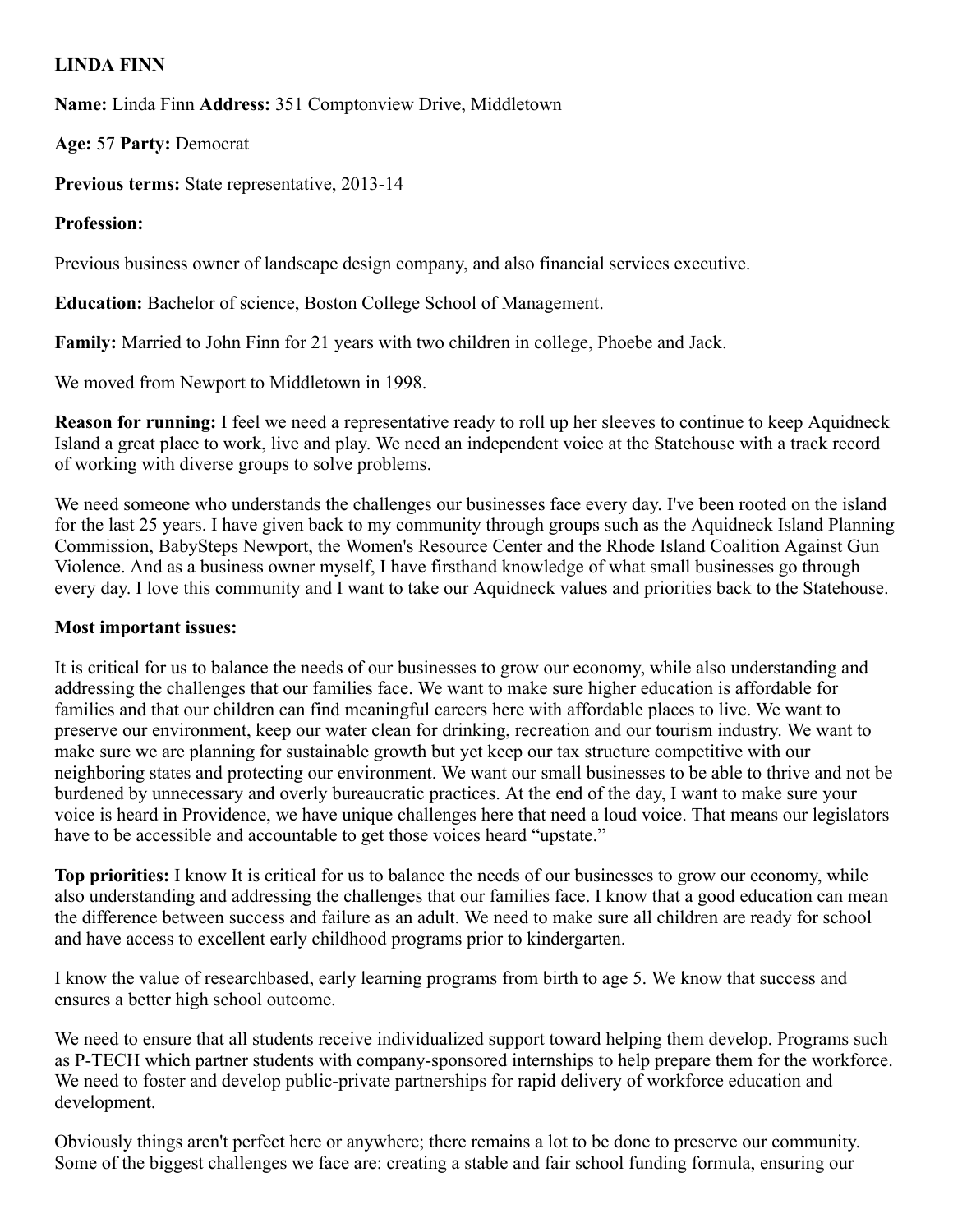**LINDA FINN**

**Name:** Linda Finn **Address:** 351 Comptonview Drive, Middletown

**Age:** 57 **Party:** Democrat

**Previous terms:** State representative, 2013-14

**Profession:**

Previous business owner of landscape design company, and also financial services executive.

**Education:** Bachelor of science, Boston College School of Management.

**Family:** Married to John Finn for 21 years with two children in college, Phoebe and Jack.

We moved from Newport to Middletown in 1998.

**Reason for running:** I feel we need a representative ready to roll up her sleeves to continue to keep Aquidneck Island a great place to work, live and play. We need an independent voice at the Statehouse with a track record of working with diverse groups to solve problems.

We need someone who understands the challenges our businesses face every day. I've been rooted on the island for the last 25 years. I have given back to my community through groups such as the Aquidneck Island Planning Commission, BabySteps Newport, the Women's Resource Center and the Rhode Island Coalition Against Gun Violence. And as a business owner myself, I have firsthand knowledge of what small businesses go through every day. I love this community and I want to take our Aquidneck values and priorities back to the Statehouse.

**Most important issues:**

It is critical for us to balance the needs of our businesses to grow our economy, while also understanding and addressing the challenges that our families face. We want to make sure higher education is affordable for families and that our children can find meaningful careers here with affordable places to live. We want to preserve our environment, keep our water clean for drinking, recreation and our tourism industry. We want to make sure we are planning for sustainable growth but yet keep our tax structure competitive with our neighboring states and protecting our environment. We want our small businesses to be able to thrive and not be burdened by unnecessary and overly bureaucratic practices. At the end of the day, I want to make sure your voice is heard in Providence, we have unique challenges here that need a loud voice. That means our legislators have to be accessible and accountable to get those voices heard "upstate."

**Top priorities:** I know It is critical for us to balance the needs of our businesses to grow our economy, while also understanding and addressing the challenges that our families face. I know that a good education can mean the difference between success and failure as an adult. We need to make sure all children are ready for school and have access to excellent early childhood programs prior to kindergarten.

I know the value of researchbased, early learning programs from birth to age 5. We know that success and ensures a better high school outcome.

We need to ensure that all students receive individualized support toward helping them develop. Programs such as P-TECH which partner students with company-sponsored internships to help prepare them for the workforce. We need to foster and develop public-private partnerships for rapid delivery of workforce education and development.

Obviously things aren't perfect here or anywhere; there remains a lot to be done to preserve our community. Some of the biggest challenges we face are: creating a stable and fair school funding formula, ensuring our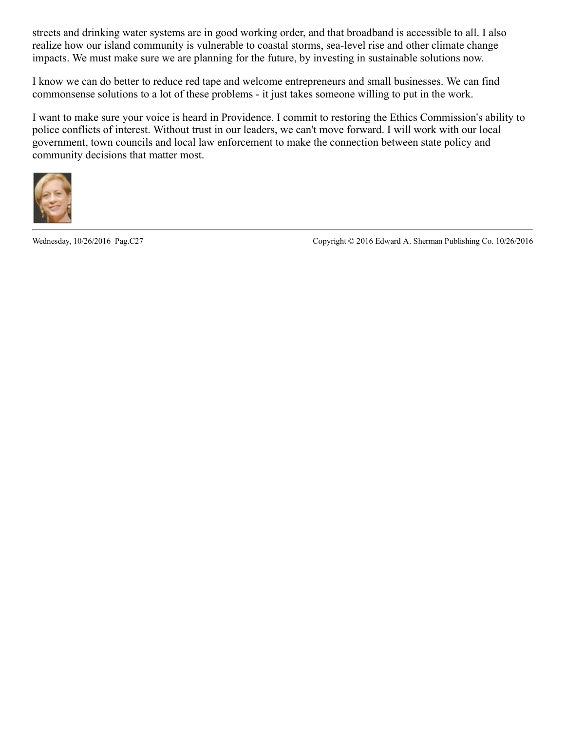streets and drinking water systems are in good working order, and that broadband is accessible to all. I also realize how our island community is vulnerable to coastal storms, sea-level rise and other climate change impacts. We must make sure we are planning for the future, by investing in sustainable solutions now.

I know we can do better to reduce red tape and welcome entrepreneurs and small businesses. We can find commonsense solutions to a lot of these problems - it just takes someone willing to put in the work.

I want to make sure your voice is heard in Providence. I commit to restoring the Ethics Commission's ability to police conflicts of interest. Without trust in our leaders, we can't move forward. I will work with our local government, town councils and local law enforcement to make the connection between state policy and community decisions that matter most.

Wednesday, 10/26/2016 Pag.C27

Copyright © 2016 Edward A. Sherman Publishing Co. 10/26/2016